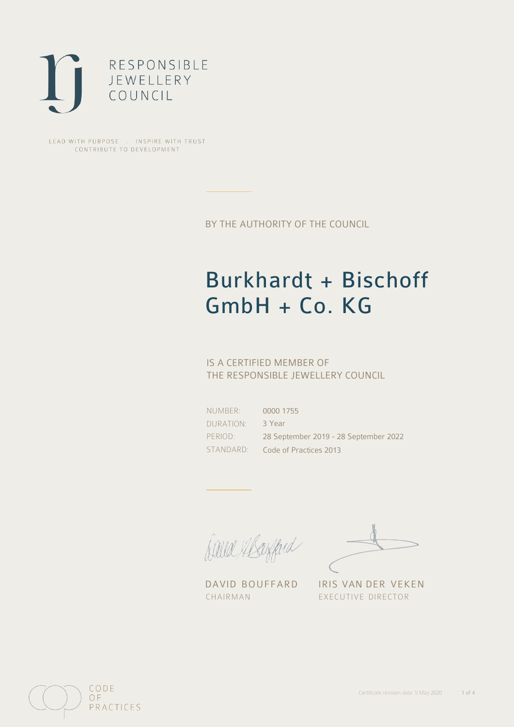RESPONSIBLE
JEWELLERY
COUNCIL

LEAD WITH PURPOSE . INSPIRE WITH TRUST
CONTRIBUTE TO DEVELOPMENT

BY THE AUTHORITY OF THE COUNCIL

# Burkhardt + Bischoff GmbH + Co. KG

IS A CERTIFIED MEMBER OF
THE RESPONSIBLE JEWELLERY COUNCIL

| | |
|---|---|
| NUMBER: | 0000 1755 |
| DURATION: | 3 Year |
| PERIOD: | 28 September 2019 - 28 September 2022 |
| STANDARD: | Code of Practices 2013 |

DAVID BOUFFARD
CHAIRMAN

IRIS VAN DER VEKEN
EXECUTIVE DIRECTOR

CODE
OF
PRACTICES

Certificate revision date: 5 May 2020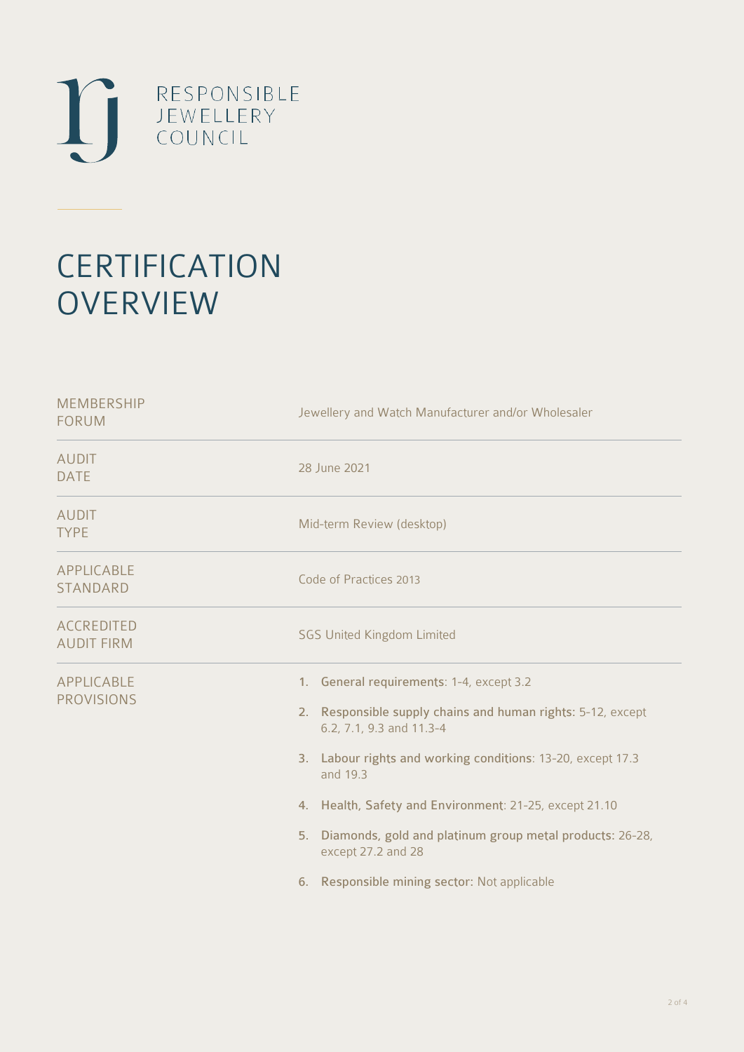RESPONSIBLE JEWELLERY COUNCIL

# CERTIFICATION OVERVIEW

| | |
|---|---|
| MEMBERSHIP FORUM | Jewellery and Watch Manufacturer and/or Wholesaler |
| AUDIT DATE | 28 June 2021 |
| AUDIT TYPE | Mid-term Review (desktop) |
| APPLICABLE STANDARD | Code of Practices 2013 |
| ACCREDITED AUDIT FIRM | SGS United Kingdom Limited |
| APPLICABLE PROVISIONS | 1. **General requirements**: 1-4, except 3.2<br>2. **Responsible supply chains and human rights**: 5-12, except 6.2, 7.1, 9.3 and 11.3-4<br>3. **Labour rights and working conditions**: 13-20, except 17.3 and 19.3<br>4. **Health, Safety and Environment**: 21-25, except 21.10<br>5. **Diamonds, gold and platinum group metal products**: 26-28, except 27.2 and 28<br>6. **Responsible mining sector**: Not applicable |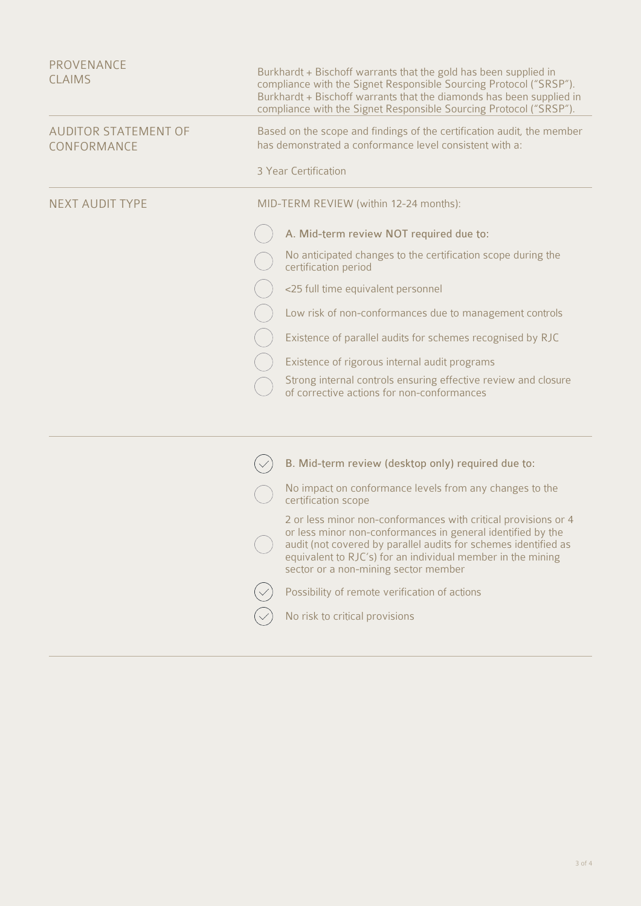## PROVENANCE CLAIMS

Burkhardt + Bischoff warrants that the gold has been supplied in compliance with the Signet Responsible Sourcing Protocol ("SRSP"). Burkhardt + Bischoff warrants that the diamonds has been supplied in compliance with the Signet Responsible Sourcing Protocol ("SRSP").

## AUDITOR STATEMENT OF CONFORMANCE

Based on the scope and findings of the certification audit, the member has demonstrated a conformance level consistent with a:

3 Year Certification

## NEXT AUDIT TYPE

MID-TERM REVIEW (within 12-24 months):

- [ ] **A. Mid-term review NOT required due to:**
- [ ] No anticipated changes to the certification scope during the certification period
- [ ] <25 full time equivalent personnel
- [ ] Low risk of non-conformances due to management controls
- [ ] Existence of parallel audits for schemes recognised by RJC
- [ ] Existence of rigorous internal audit programs
- [ ] Strong internal controls ensuring effective review and closure of corrective actions for non-conformances

- [x] **B. Mid-term review (desktop only) required due to:**
- [ ] No impact on conformance levels from any changes to the certification scope
- [ ] 2 or less minor non-conformances with critical provisions or 4 or less minor non-conformances in general identified by the audit (not covered by parallel audits for schemes identified as equivalent to RJC's) for an individual member in the mining sector or a non-mining sector member
- [x] Possibility of remote verification of actions
- [x] No risk to critical provisions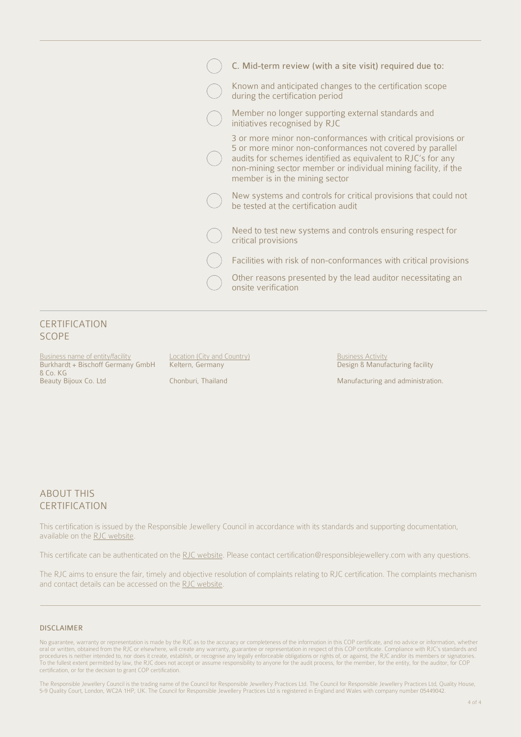C. Mid-term review (with a site visit) required due to:

- Known and anticipated changes to the certification scope during the certification period
- Member no longer supporting external standards and initiatives recognised by RJC
- 3 or more minor non-conformances with critical provisions or 5 or more minor non-conformances not covered by parallel audits for schemes identified as equivalent to RJC's for any non-mining sector member or individual mining facility, if the member is in the mining sector
- New systems and controls for critical provisions that could not be tested at the certification audit
- Need to test new systems and controls ensuring respect for critical provisions
- Facilities with risk of non-conformances with critical provisions
- Other reasons presented by the lead auditor necessitating an onsite verification

## CERTIFICATION SCOPE

| Business name of entity/facility | Location (City and Country) | Business Activity |
|---|---|---|
| Burkhardt + Bischoff Germany GmbH & Co. KG | Keltern, Germany | Design & Manufacturing facility |
| Beauty Bijoux Co. Ltd | Chonburi, Thailand | Manufacturing and administration. |

## ABOUT THIS CERTIFICATION

This certification is issued by the Responsible Jewellery Council in accordance with its standards and supporting documentation, available on the RJC website.

This certificate can be authenticated on the RJC website. Please contact certification@responsiblejewellery.com with any questions.

The RJC aims to ensure the fair, timely and objective resolution of complaints relating to RJC certification. The complaints mechanism and contact details can be accessed on the RJC website.

### DISCLAIMER

No guarantee, warranty or representation is made by the RJC as to the accuracy or completeness of the information in this COP certificate, and no advice or information, whether oral or written, obtained from the RJC or elsewhere, will create any warranty, guarantee or representation in respect of this COP certificate. Compliance with RJC's standards and procedures is neither intended to, nor does it create, establish, or recognise any legally enforceable obligations or rights of, or against, the RJC and/or its members or signatories. To the fullest extent permitted by law, the RJC does not accept or assume responsibility to anyone for the audit process, for the member, for the entity, for the auditor, for COP certification, or for the decision to grant COP certification.

The Responsible Jewellery Council is the trading name of the Council for Responsible Jewellery Practices Ltd. The Council for Responsible Jewellery Practices Ltd, Quality House, 5-9 Quality Court, London, WC2A 1HP, UK. The Council for Responsible Jewellery Practices Ltd is registered in England and Wales with company number 05449042.